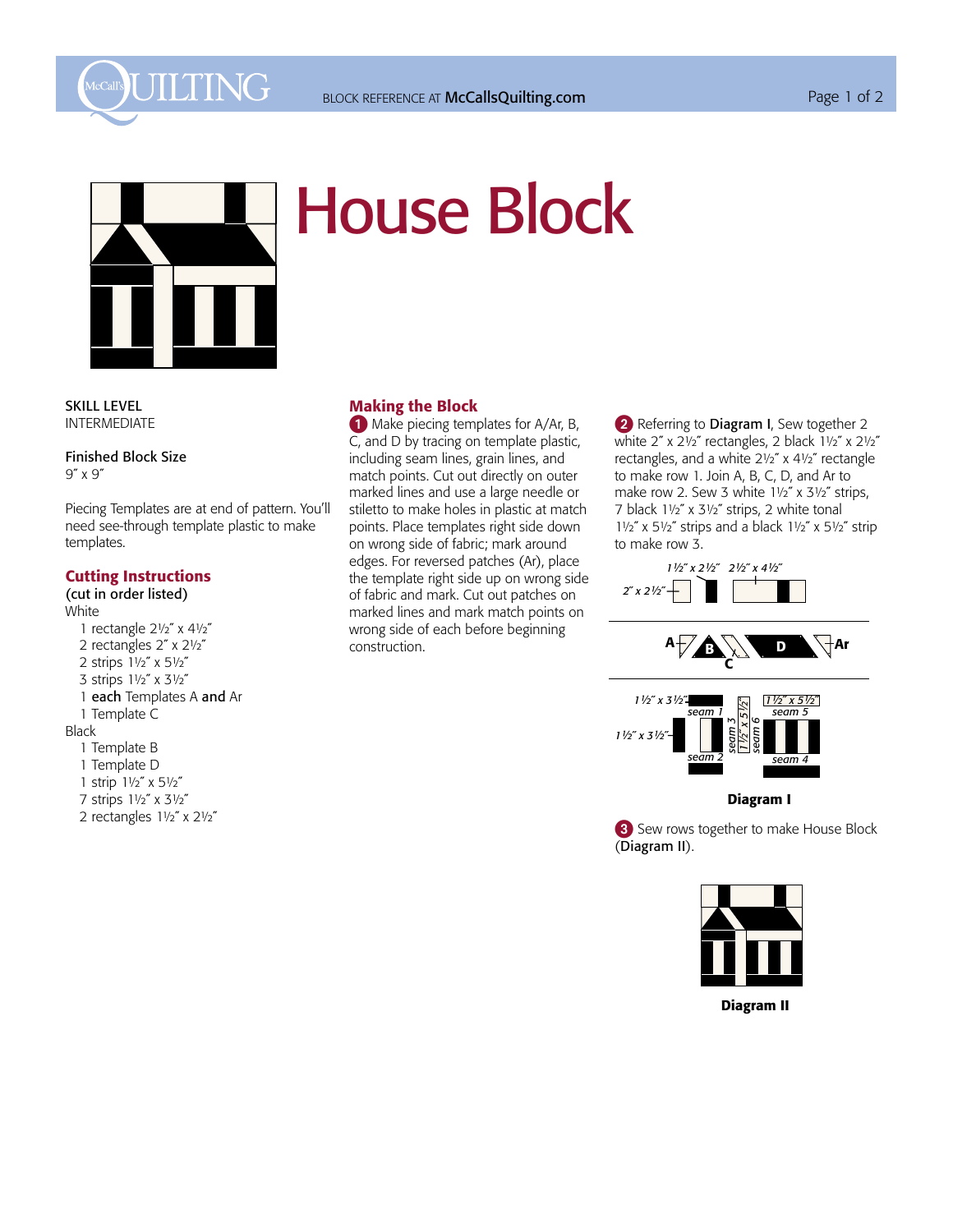# House Block

SKILL LEVEL
INTERMEDIATE

Finished Block Size
9″ x 9″

Piecing Templates are at end of pattern. You'll need see-through template plastic to make templates.

## Cutting Instructions

(cut in order listed)

White
- 1 rectangle 2½″ x 4½″
- 2 rectangles 2″ x 2½″
- 2 strips 1½″ x 5½″
- 3 strips 1½″ x 3½″
- 1 **each** Templates A **and** Ar
- 1 Template C

Black
- 1 Template B
- 1 Template D
- 1 strip 1½″ x 5½″
- 7 strips 1½″ x 3½″
- 2 rectangles 1½″ x 2½″

## Making the Block

1. Make piecing templates for A/Ar, B, C, and D by tracing on template plastic, including seam lines, grain lines, and match points. Cut out directly on outer marked lines and use a large needle or stiletto to make holes in plastic at match points. Place templates right side down on wrong side of fabric; mark around edges. For reversed patches (Ar), place the template right side up on wrong side of fabric and mark. Cut out patches on marked lines and mark match points on wrong side of each before beginning construction.

2. Referring to **Diagram I**, Sew together 2 white 2″ x 2½″ rectangles, 2 black 1½″ x 2½″ rectangles, and a white 2½″ x 4½″ rectangle to make row 1. Join A, B, C, D, and Ar to make row 2. Sew 3 white 1½″ x 3½″ strips, 7 black 1½″ x 3½″ strips, 2 white tonal 1½″ x 5½″ strips and a black 1½″ x 5½″ strip to make row 3.

**Diagram I**

3. Sew rows together to make House Block (**Diagram II**).

**Diagram II**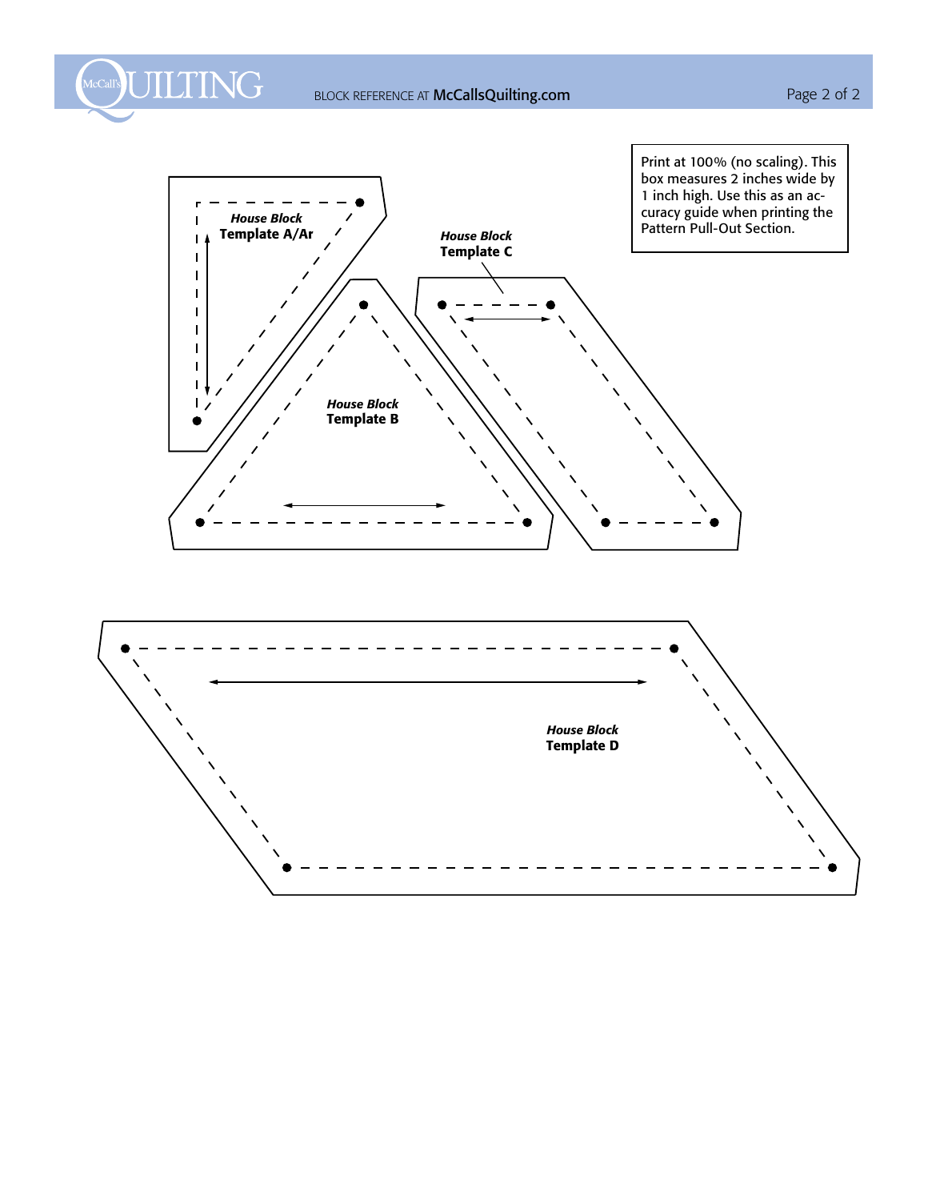Print at 100% (no scaling). This box measures 2 inches wide by 1 inch high. Use this as an accuracy guide when printing the Pattern Pull-Out Section.

*House Block*
**Template A/Ar**

*House Block*
**Template C**

*House Block*
**Template B**

*House Block*
**Template D**